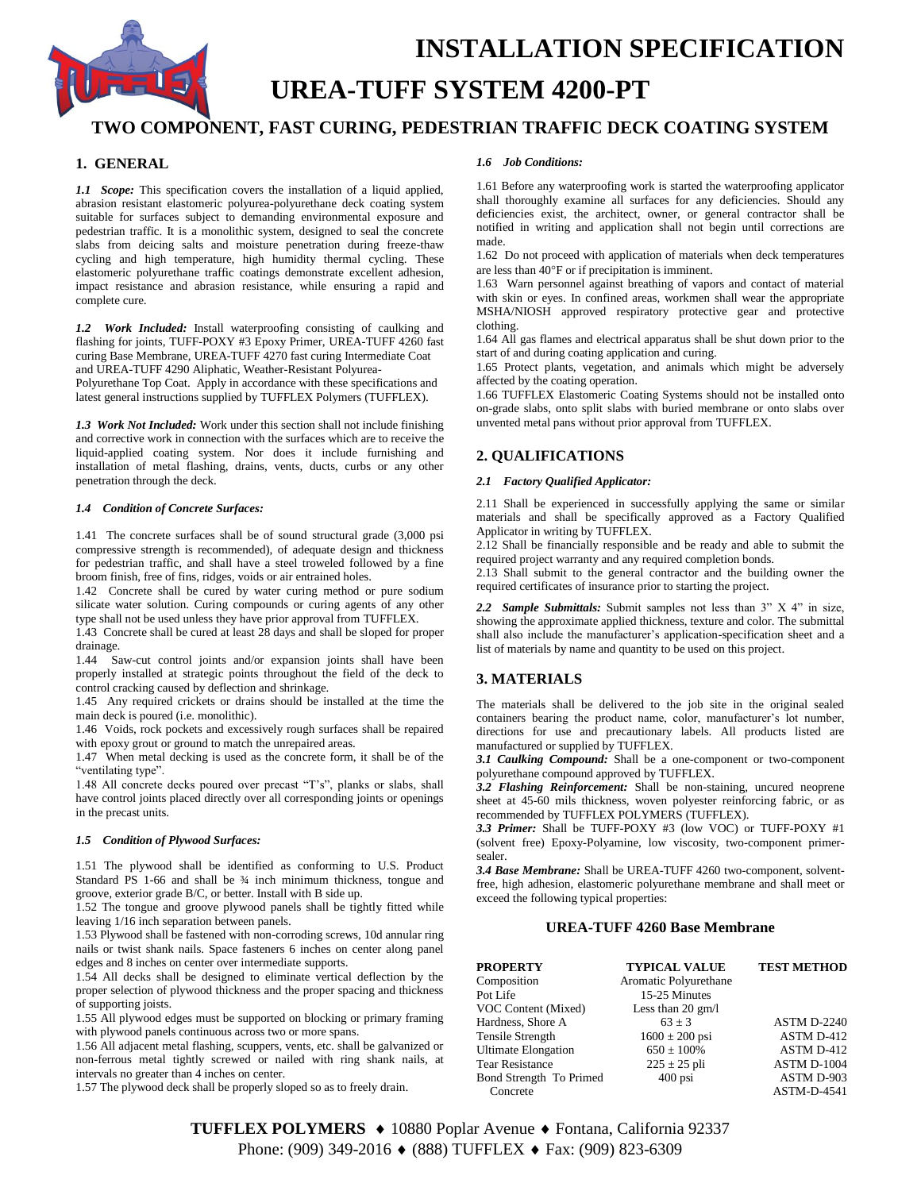# INSTALLATION SPECIFICATION

# UREA-TUFF SYSTEM 4200-PT

## TWO COMPONENT, FAST CURING, PEDESTRIAN TRAFFIC DECK COATING SYSTEM

## 1. GENERAL

***1.1 Scope:*** This specification covers the installation of a liquid applied, abrasion resistant elastomeric polyurea-polyurethane deck coating system suitable for surfaces subject to demanding environmental exposure and pedestrian traffic. It is a monolithic system, designed to seal the concrete slabs from deicing salts and moisture penetration during freeze-thaw cycling and high temperature, high humidity thermal cycling. These elastomeric polyurethane traffic coatings demonstrate excellent adhesion, impact resistance and abrasion resistance, while ensuring a rapid and complete cure.

***1.2 Work Included:*** Install waterproofing consisting of caulking and flashing for joints, TUFF-POXY #3 Epoxy Primer, UREA-TUFF 4260 fast curing Base Membrane, UREA-TUFF 4270 fast curing Intermediate Coat and UREA-TUFF 4290 Aliphatic, Weather-Resistant Polyurea-Polyurethane Top Coat. Apply in accordance with these specifications and latest general instructions supplied by TUFFLEX Polymers (TUFFLEX).

***1.3 Work Not Included:*** Work under this section shall not include finishing and corrective work in connection with the surfaces which are to receive the liquid-applied coating system. Nor does it include furnishing and installation of metal flashing, drains, vents, ducts, curbs or any other penetration through the deck.

***1.4 Condition of Concrete Surfaces:***

1.41 The concrete surfaces shall be of sound structural grade (3,000 psi compressive strength is recommended), of adequate design and thickness for pedestrian traffic, and shall have a steel troweled followed by a fine broom finish, free of fins, ridges, voids or air entrained holes.

1.42 Concrete shall be cured by water curing method or pure sodium silicate water solution. Curing compounds or curing agents of any other type shall not be used unless they have prior approval from TUFFLEX.

1.43 Concrete shall be cured at least 28 days and shall be sloped for proper drainage.

1.44 Saw-cut control joints and/or expansion joints shall have been properly installed at strategic points throughout the field of the deck to control cracking caused by deflection and shrinkage.

1.45 Any required crickets or drains should be installed at the time the main deck is poured (i.e. monolithic).

1.46 Voids, rock pockets and excessively rough surfaces shall be repaired with epoxy grout or ground to match the unrepaired areas.

1.47 When metal decking is used as the concrete form, it shall be of the "ventilating type".

1.48 All concrete decks poured over precast "T's", planks or slabs, shall have control joints placed directly over all corresponding joints or openings in the precast units.

***1.5 Condition of Plywood Surfaces:***

1.51 The plywood shall be identified as conforming to U.S. Product Standard PS 1-66 and shall be ¾ inch minimum thickness, tongue and groove, exterior grade B/C, or better. Install with B side up.

1.52 The tongue and groove plywood panels shall be tightly fitted while leaving 1/16 inch separation between panels.

1.53 Plywood shall be fastened with non-corroding screws, 10d annular ring nails or twist shank nails. Space fasteners 6 inches on center along panel edges and 8 inches on center over intermediate supports.

1.54 All decks shall be designed to eliminate vertical deflection by the proper selection of plywood thickness and the proper spacing and thickness of supporting joists.

1.55 All plywood edges must be supported on blocking or primary framing with plywood panels continuous across two or more spans.

1.56 All adjacent metal flashing, scuppers, vents, etc. shall be galvanized or non-ferrous metal tightly screwed or nailed with ring shank nails, at intervals no greater than 4 inches on center.

1.57 The plywood deck shall be properly sloped so as to freely drain.

***1.6 Job Conditions:***

1.61 Before any waterproofing work is started the waterproofing applicator shall thoroughly examine all surfaces for any deficiencies. Should any deficiencies exist, the architect, owner, or general contractor shall be notified in writing and application shall not begin until corrections are made.

1.62 Do not proceed with application of materials when deck temperatures are less than 40°F or if precipitation is imminent.

1.63 Warn personnel against breathing of vapors and contact of material with skin or eyes. In confined areas, workmen shall wear the appropriate MSHA/NIOSH approved respiratory protective gear and protective clothing.

1.64 All gas flames and electrical apparatus shall be shut down prior to the start of and during coating application and curing.

1.65 Protect plants, vegetation, and animals which might be adversely affected by the coating operation.

1.66 TUFFLEX Elastomeric Coating Systems should not be installed onto on-grade slabs, onto split slabs with buried membrane or onto slabs over unvented metal pans without prior approval from TUFFLEX.

## 2. QUALIFICATIONS

***2.1 Factory Qualified Applicator:***

2.11 Shall be experienced in successfully applying the same or similar materials and shall be specifically approved as a Factory Qualified Applicator in writing by TUFFLEX.

2.12 Shall be financially responsible and be ready and able to submit the required project warranty and any required completion bonds.

2.13 Shall submit to the general contractor and the building owner the required certificates of insurance prior to starting the project.

***2.2 Sample Submittals:*** Submit samples not less than 3" X 4" in size, showing the approximate applied thickness, texture and color. The submittal shall also include the manufacturer's application-specification sheet and a list of materials by name and quantity to be used on this project.

## 3. MATERIALS

The materials shall be delivered to the job site in the original sealed containers bearing the product name, color, manufacturer's lot number, directions for use and precautionary labels. All products listed are manufactured or supplied by TUFFLEX.

***3.1 Caulking Compound:*** Shall be a one-component or two-component polyurethane compound approved by TUFFLEX.

***3.2 Flashing Reinforcement:*** Shall be non-staining, uncured neoprene sheet at 45-60 mils thickness, woven polyester reinforcing fabric, or as recommended by TUFFLEX POLYMERS (TUFFLEX).

***3.3 Primer:*** Shall be TUFF-POXY #3 (low VOC) or TUFF-POXY #1 (solvent free) Epoxy-Polyamine, low viscosity, two-component primer-sealer.

***3.4 Base Membrane:*** Shall be UREA-TUFF 4260 two-component, solvent-free, high adhesion, elastomeric polyurethane membrane and shall meet or exceed the following typical properties:

**UREA-TUFF 4260 Base Membrane**

| PROPERTY | TYPICAL VALUE | TEST METHOD |
|---|---|---|
| Composition | Aromatic Polyurethane | |
| Pot Life | 15-25 Minutes | |
| VOC Content (Mixed) | Less than 20 gm/l | |
| Hardness, Shore A | 63 ± 3 | ASTM D-2240 |
| Tensile Strength | 1600 ± 200 psi | ASTM D-412 |
| Ultimate Elongation | 650 ± 100% | ASTM D-412 |
| Tear Resistance | 225 ± 25 pli | ASTM D-1004 |
| Bond Strength To Primed Concrete | 400 psi | ASTM D-903 ASTM-D-4541 |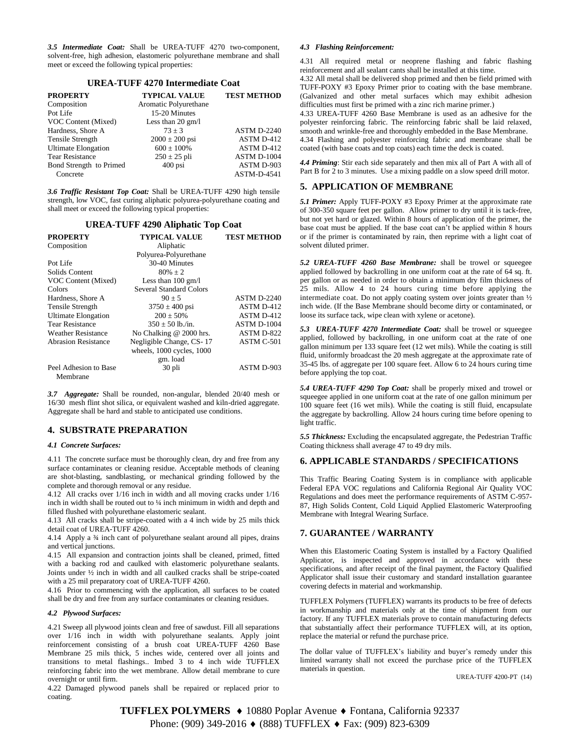***3.5 Intermediate Coat:*** Shall be UREA-TUFF 4270 two-component, solvent-free, high adhesion, elastomeric polyurethane membrane and shall meet or exceed the following typical properties:

**UREA-TUFF 4270 Intermediate Coat**

| PROPERTY | TYPICAL VALUE | TEST METHOD |
|---|---|---|
| Composition | Aromatic Polyurethane | |
| Pot Life | 15-20 Minutes | |
| VOC Content (Mixed) | Less than 20 gm/l | |
| Hardness, Shore A | 73 ± 3 | ASTM D-2240 |
| Tensile Strength | 2000 ± 200 psi | ASTM D-412 |
| Ultimate Elongation | 600 ± 100% | ASTM D-412 |
| Tear Resistance | 250 ± 25 pli | ASTM D-1004 |
| Bond Strength to Primed Concrete | 400 psi | ASTM D-903 ASTM-D-4541 |

***3.6 Traffic Resistant Top Coat:*** Shall be UREA-TUFF 4290 high tensile strength, low VOC, fast curing aliphatic polyurea-polyurethane coating and shall meet or exceed the following typical properties:

**UREA-TUFF 4290 Aliphatic Top Coat**

| PROPERTY | TYPICAL VALUE | TEST METHOD |
|---|---|---|
| Composition | Aliphatic Polyurea-Polyurethane | |
| Pot Life | 30-40 Minutes | |
| Solids Content | 80% ± 2 | |
| VOC Content (Mixed) | Less than 100 gm/l | |
| Colors | Several Standard Colors | |
| Hardness, Shore A | 90 ± 5 | ASTM D-2240 |
| Tensile Strength | 3750 ± 400 psi | ASTM D-412 |
| Ultimate Elongation | 200 ± 50% | ASTM D-412 |
| Tear Resistance | 350 ± 50 lb./in. | ASTM D-1004 |
| Weather Resistance | No Chalking @ 2000 hrs. | ASTM D-822 |
| Abrasion Resistance | Negligible Change, CS- 17 wheels, 1000 cycles, 1000 gm. load | ASTM C-501 |
| Peel Adhesion to Base Membrane | 30 pli | ASTM D-903 |

***3.7 Aggregate:*** Shall be rounded, non-angular, blended 20/40 mesh or 16/30 mesh flint shot silica, or equivalent washed and kiln-dried aggregate. Aggregate shall be hard and stable to anticipated use conditions.

## 4. SUBSTRATE PREPARATION

#### *4.1 Concrete Surfaces:*

4.11 The concrete surface must be thoroughly clean, dry and free from any surface contaminates or cleaning residue. Acceptable methods of cleaning are shot-blasting, sandblasting, or mechanical grinding followed by the complete and thorough removal or any residue.

4.12 All cracks over 1/16 inch in width and all moving cracks under 1/16 inch in width shall be routed out to ¼ inch minimum in width and depth and filled flushed with polyurethane elastomeric sealant.

4.13 All cracks shall be stripe-coated with a 4 inch wide by 25 mils thick detail coat of UREA-TUFF 4260.

4.14 Apply a ¾ inch cant of polyurethane sealant around all pipes, drains and vertical junctions.

4.15 All expansion and contraction joints shall be cleaned, primed, fitted with a backing rod and caulked with elastomeric polyurethane sealants. Joints under ½ inch in width and all caulked cracks shall be stripe-coated with a 25 mil preparatory coat of UREA-TUFF 4260.

4.16 Prior to commencing with the application, all surfaces to be coated shall be dry and free from any surface contaminates or cleaning residues.

#### *4.2 Plywood Surfaces:*

4.21 Sweep all plywood joints clean and free of sawdust. Fill all separations over 1/16 inch in width with polyurethane sealants. Apply joint reinforcement consisting of a brush coat UREA-TUFF 4260 Base Membrane 25 mils thick, 5 inches wide, centered over all joints and transitions to metal flashings.. Imbed 3 to 4 inch wide TUFFLEX reinforcing fabric into the wet membrane. Allow detail membrane to cure overnight or until firm.

4.22 Damaged plywood panels shall be repaired or replaced prior to coating.

#### *4.3 Flashing Reinforcement:*

4.31 All required metal or neoprene flashing and fabric flashing reinforcement and all sealant cants shall be installed at this time.

4.32 All metal shall be delivered shop primed and then be field primed with TUFF-POXY #3 Epoxy Primer prior to coating with the base membrane. (Galvanized and other metal surfaces which may exhibit adhesion difficulties must first be primed with a zinc rich marine primer.)

4.33 UREA-TUFF 4260 Base Membrane is used as an adhesive for the polyester reinforcing fabric. The reinforcing fabric shall be laid relaxed, smooth and wrinkle-free and thoroughly embedded in the Base Membrane.

4.34 Flashing and polyester reinforcing fabric and membrane shall be coated (with base coats and top coats) each time the deck is coated.

***4.4 Priming***: Stir each side separately and then mix all of Part A with all of Part B for 2 to 3 minutes. Use a mixing paddle on a slow speed drill motor.

## 5. APPLICATION OF MEMBRANE

***5.1 Primer:*** Apply TUFF-POXY #3 Epoxy Primer at the approximate rate of 300-350 square feet per gallon. Allow primer to dry until it is tack-free, but not yet hard or glazed. Within 8 hours of application of the primer, the base coat must be applied. If the base coat can't be applied within 8 hours or if the primer is contaminated by rain, then reprime with a light coat of solvent diluted primer.

***5.2 UREA-TUFF 4260 Base Membrane:*** shall be trowel or squeegee applied followed by backrolling in one uniform coat at the rate of 64 sq. ft. per gallon or as needed in order to obtain a minimum dry film thickness of 25 mils. Allow 4 to 24 hours curing time before applying the intermediate coat. Do not apply coating system over joints greater than ½ inch wide. (If the Base Membrane should become dirty or contaminated, or loose its surface tack, wipe clean with xylene or acetone).

***5.3 UREA-TUFF 4270 Intermediate Coat:*** shall be trowel or squeegee applied, followed by backrolling, in one uniform coat at the rate of one gallon minimum per 133 square feet (12 wet mils). While the coating is still fluid, uniformly broadcast the 20 mesh aggregate at the approximate rate of 35-45 lbs. of aggregate per 100 square feet. Allow 6 to 24 hours curing time before applying the top coat.

***5.4 UREA-TUFF 4290 Top Coat:*** shall be properly mixed and trowel or squeegee applied in one uniform coat at the rate of one gallon minimum per 100 square feet (16 wet mils). While the coating is still fluid, encapsulate the aggregate by backrolling. Allow 24 hours curing time before opening to light traffic.

***5.5 Thickness:*** Excluding the encapsulated aggregate, the Pedestrian Traffic Coating thickness shall average 47 to 49 dry mils.

## 6. APPLICABLE STANDARDS / SPECIFICATIONS

This Traffic Bearing Coating System is in compliance with applicable Federal EPA VOC regulations and California Regional Air Quality VOC Regulations and does meet the performance requirements of ASTM C-957-87, High Solids Content, Cold Liquid Applied Elastomeric Waterproofing Membrane with Integral Wearing Surface.

## 7. GUARANTEE / WARRANTY

When this Elastomeric Coating System is installed by a Factory Qualified Applicator, is inspected and approved in accordance with these specifications, and after receipt of the final payment, the Factory Qualified Applicator shall issue their customary and standard installation guarantee covering defects in material and workmanship.

TUFFLEX Polymers (TUFFLEX) warrants its products to be free of defects in workmanship and materials only at the time of shipment from our factory. If any TUFFLEX materials prove to contain manufacturing defects that substantially affect their performance TUFFLEX will, at its option, replace the material or refund the purchase price.

The dollar value of TUFFLEX's liability and buyer's remedy under this limited warranty shall not exceed the purchase price of the TUFFLEX materials in question.

UREA-TUFF 4200-PT (14)

**TUFFLEX POLYMERS** ♦ 10880 Poplar Avenue ♦ Fontana, California 92337
Phone: (909) 349-2016 ♦ (888) TUFFLEX ♦ Fax: (909) 823-6309